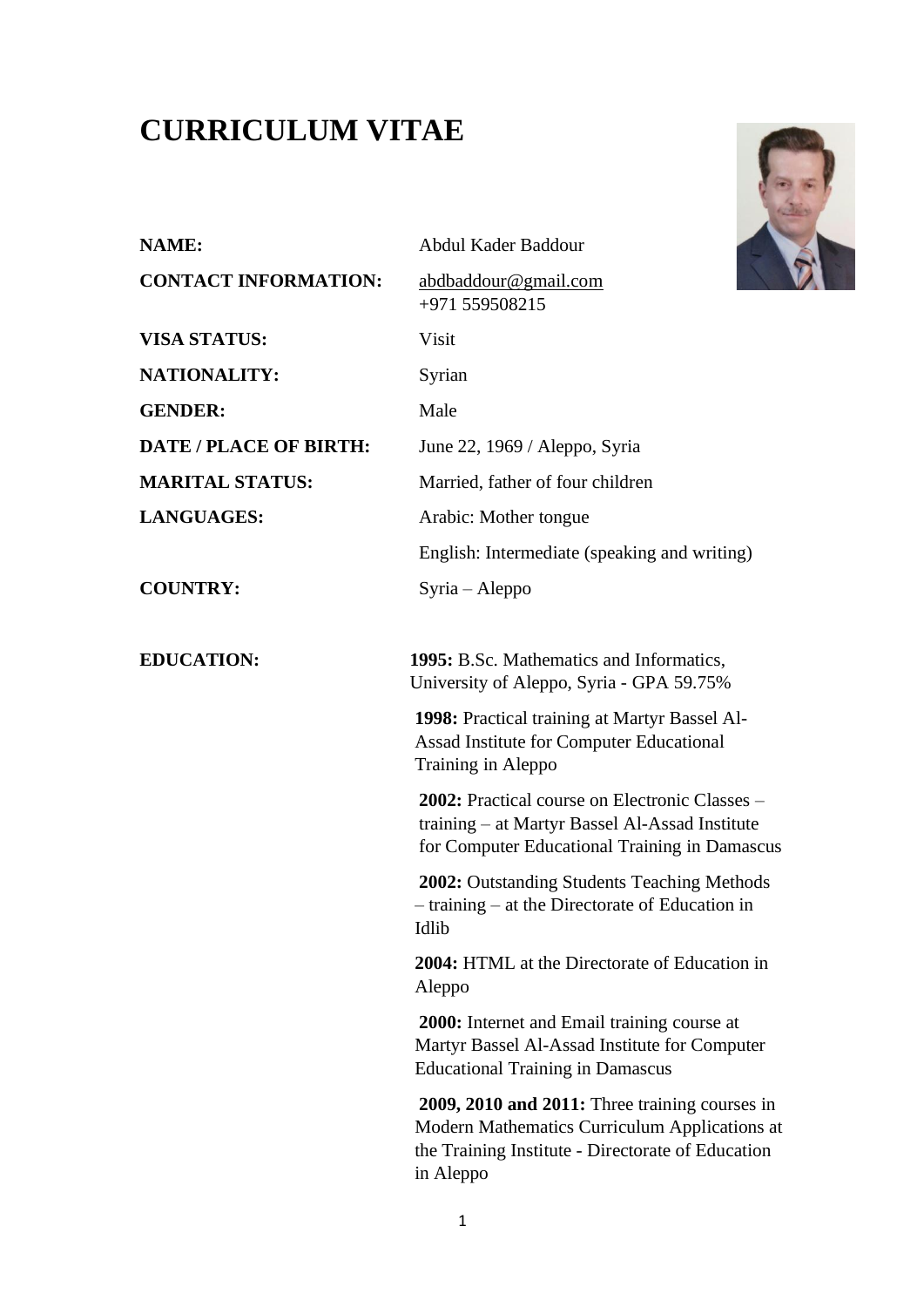# CURRICULUM VITAE

| | |
|---|---|
| **NAME:** | Abdul Kader Baddour |
| **CONTACT INFORMATION:** | abdbaddour@gmail.com<br>+971 559508215 |
| **VISA STATUS:** | Visit |
| **NATIONALITY:** | Syrian |
| **GENDER:** | Male |
| **DATE / PLACE OF BIRTH:** | June 22, 1969 / Aleppo, Syria |
| **MARITAL STATUS:** | Married, father of four children |
| **LANGUAGES:** | Arabic: Mother tongue |
| | English: Intermediate (speaking and writing) |
| **COUNTRY:** | Syria – Aleppo |

**EDUCATION:**

**1995:** B.Sc. Mathematics and Informatics, University of Aleppo, Syria - GPA 59.75%

**1998:** Practical training at Martyr Bassel Al-Assad Institute for Computer Educational Training in Aleppo

**2002:** Practical course on Electronic Classes – training – at Martyr Bassel Al-Assad Institute for Computer Educational Training in Damascus

**2002:** Outstanding Students Teaching Methods – training – at the Directorate of Education in Idlib

**2004:** HTML at the Directorate of Education in Aleppo

**2000:** Internet and Email training course at Martyr Bassel Al-Assad Institute for Computer Educational Training in Damascus

**2009, 2010 and 2011:** Three training courses in Modern Mathematics Curriculum Applications at the Training Institute - Directorate of Education in Aleppo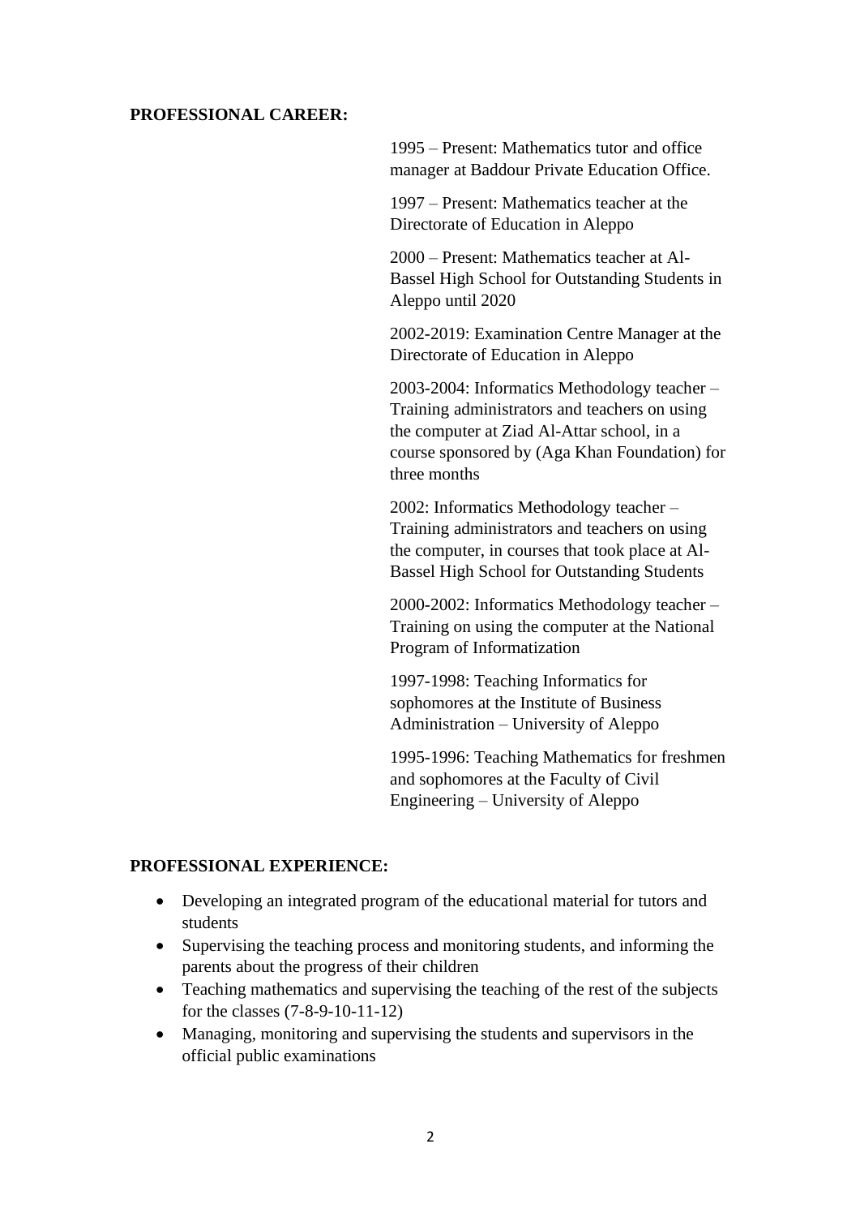**PROFESSIONAL CAREER:**

1995 – Present: Mathematics tutor and office manager at Baddour Private Education Office.

1997 – Present: Mathematics teacher at the Directorate of Education in Aleppo

2000 – Present: Mathematics teacher at Al-Bassel High School for Outstanding Students in Aleppo until 2020

2002-2019: Examination Centre Manager at the Directorate of Education in Aleppo

2003-2004: Informatics Methodology teacher – Training administrators and teachers on using the computer at Ziad Al-Attar school, in a course sponsored by (Aga Khan Foundation) for three months

2002: Informatics Methodology teacher – Training administrators and teachers on using the computer, in courses that took place at Al-Bassel High School for Outstanding Students

2000-2002: Informatics Methodology teacher – Training on using the computer at the National Program of Informatization

1997-1998: Teaching Informatics for sophomores at the Institute of Business Administration – University of Aleppo

1995-1996: Teaching Mathematics for freshmen and sophomores at the Faculty of Civil Engineering – University of Aleppo

**PROFESSIONAL EXPERIENCE:**

- Developing an integrated program of the educational material for tutors and students
- Supervising the teaching process and monitoring students, and informing the parents about the progress of their children
- Teaching mathematics and supervising the teaching of the rest of the subjects for the classes (7-8-9-10-11-12)
- Managing, monitoring and supervising the students and supervisors in the official public examinations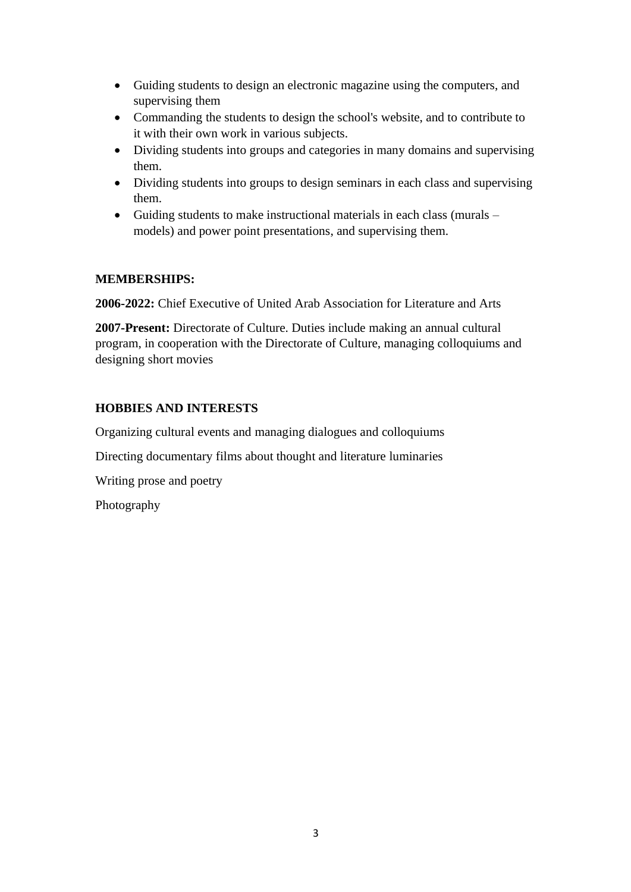- Guiding students to design an electronic magazine using the computers, and supervising them
- Commanding the students to design the school's website, and to contribute to it with their own work in various subjects.
- Dividing students into groups and categories in many domains and supervising them.
- Dividing students into groups to design seminars in each class and supervising them.
- Guiding students to make instructional materials in each class (murals – models) and power point presentations, and supervising them.

**MEMBERSHIPS:**

**2006-2022:** Chief Executive of United Arab Association for Literature and Arts

**2007-Present:** Directorate of Culture. Duties include making an annual cultural program, in cooperation with the Directorate of Culture, managing colloquiums and designing short movies

**HOBBIES AND INTERESTS**

Organizing cultural events and managing dialogues and colloquiums

Directing documentary films about thought and literature luminaries

Writing prose and poetry

Photography